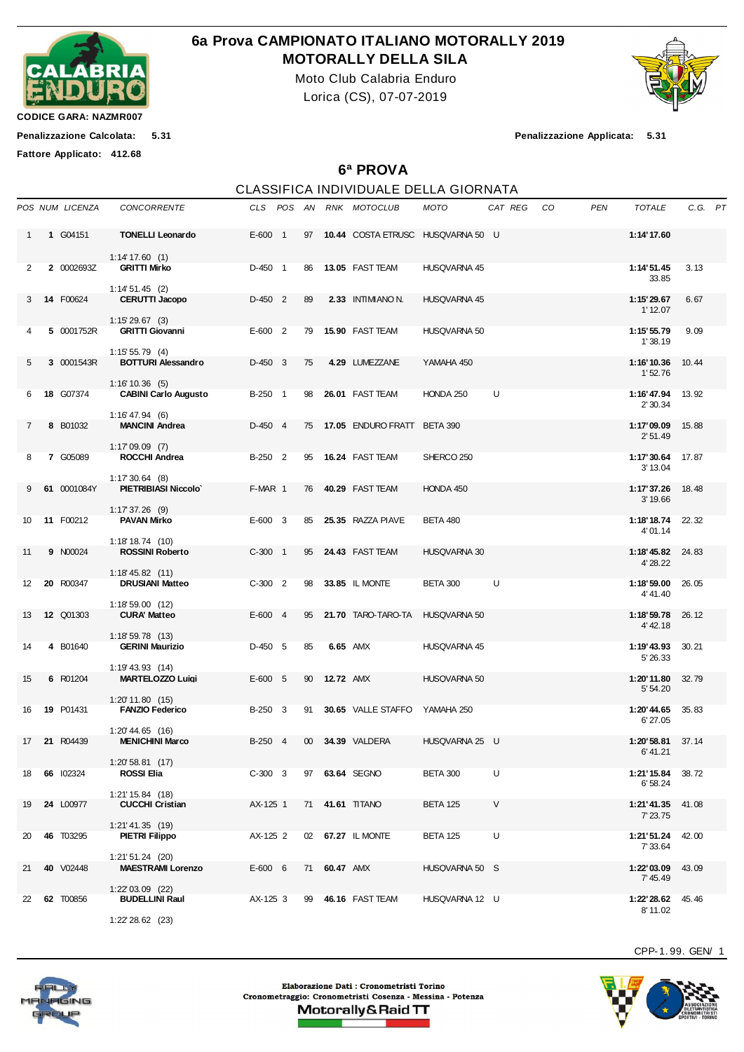# 6a Prova CAMPIONATO ITALIANO MOTORALLY 2019
## MOTORALLY DELLA SILA

Moto Club Calabria Enduro
Lorica (CS), 07-07-2019

CODICE GARA: NAZMR007

Penalizzazione Calcolata: 5.31

Penalizzazione Applicata: 5.31

Fattore Applicato: 412.68

## 6ª PROVA

### CLASSIFICA INDIVIDUALE DELLA GIORNATA

| POS | NUM | LICENZA | CONCORRENTE | CLS | POS | AN | RNK | MOTOCLUB | MOTO | CAT | REG | CO | PEN | TOTALE | C.G. | PT |
|---|---|---|---|---|---|---|---|---|---|---|---|---|---|---|---|---|
| 1 | **1** | G04151 | **TONELLI Leonardo** 1:14' 17.60 (1) | E-600 | 1 | 97 | **10.44** | COSTA ETRUSC | HUSQVARNA 50 | U | | | | **1:14' 17.60** | | |
| 2 | **2** | 0002693Z | **GRITTI Mirko** 1:14' 51.45 (2) | D-450 | 1 | 86 | **13.05** | FAST TEAM | HUSQVARNA 45 | | | | | **1:14' 51.45** 33.85 | 3.13 | |
| 3 | **14** | F00624 | **CERUTTI Jacopo** 1:15' 29.67 (3) | D-450 | 2 | 89 | **2.33** | INTIMIANO N. | HUSQVARNA 45 | | | | | **1:15' 29.67** 1' 12.07 | 6.67 | |
| 4 | **5** | 0001752R | **GRITTI Giovanni** 1:15' 55.79 (4) | E-600 | 2 | 79 | **15.90** | FAST TEAM | HUSQVARNA 50 | | | | | **1:15' 55.79** 1' 38.19 | 9.09 | |
| 5 | **3** | 0001543R | **BOTTURI Alessandro** 1:16' 10.36 (5) | D-450 | 3 | 75 | **4.29** | LUMEZZANE | YAMAHA 450 | | | | | **1:16' 10.36** 1' 52.76 | 10.44 | |
| 6 | **18** | G07374 | **CABINI Carlo Augusto** 1:16' 47.94 (6) | B-250 | 1 | 98 | **26.01** | FAST TEAM | HONDA 250 | U | | | | **1:16' 47.94** 2' 30.34 | 13.92 | |
| 7 | **8** | B01032 | **MANCINI Andrea** 1:17' 09.09 (7) | D-450 | 4 | 75 | **17.05** | ENDURO FRATT | BETA 390 | | | | | **1:17' 09.09** 2' 51.49 | 15.88 | |
| 8 | **7** | G05089 | **ROCCHI Andrea** 1:17' 30.64 (8) | B-250 | 2 | 95 | **16.24** | FAST TEAM | SHERCO 250 | | | | | **1:17' 30.64** 3' 13.04 | 17.87 | |
| 9 | **61** | 0001084Y | **PIETRIBIASI Niccolo`** 1:17' 37.26 (9) | F-MAR | 1 | 76 | **40.29** | FAST TEAM | HONDA 450 | | | | | **1:17' 37.26** 3' 19.66 | 18.48 | |
| 10 | **11** | F00212 | **PAVAN Mirko** 1:18' 18.74 (10) | E-600 | 3 | 85 | **25.35** | RAZZA PIAVE | BETA 480 | | | | | **1:18' 18.74** 4' 01.14 | 22.32 | |
| 11 | **9** | N00024 | **ROSSINI Roberto** 1:18' 45.82 (11) | C-300 | 1 | 95 | **24.43** | FAST TEAM | HUSQVARNA 30 | | | | | **1:18' 45.82** 4' 28.22 | 24.83 | |
| 12 | **20** | R00347 | **DRUSIANI Matteo** 1:18' 59.00 (12) | C-300 | 2 | 98 | **33.85** | IL MONTE | BETA 300 | U | | | | **1:18' 59.00** 4' 41.40 | 26.05 | |
| 13 | **12** | Q01303 | **CURA' Matteo** 1:18' 59.78 (13) | E-600 | 4 | 95 | **21.70** | TARO-TARO-TA | HUSQVARNA 50 | | | | | **1:18' 59.78** 4' 42.18 | 26.12 | |
| 14 | **4** | B01640 | **GERINI Maurizio** 1:19' 43.93 (14) | D-450 | 5 | 85 | **6.65** | AMX | HUSQVARNA 45 | | | | | **1:19' 43.93** 5' 26.33 | 30.21 | |
| 15 | **6** | R01204 | **MARTELOZZO Luigi** 1:20' 11.80 (15) | E-600 | 5 | 90 | **12.72** | AMX | HUSQVARNA 50 | | | | | **1:20' 11.80** 5' 54.20 | 32.79 | |
| 16 | **19** | P01431 | **FANZIO Federico** 1:20' 44.65 (16) | B-250 | 3 | 91 | **30.65** | VALLE STAFFO | YAMAHA 250 | | | | | **1:20' 44.65** 6' 27.05 | 35.83 | |
| 17 | **21** | R04439 | **MENICHINI Marco** 1:20' 58.81 (17) | B-250 | 4 | 00 | **34.39** | VALDERA | HUSQVARNA 25 | U | | | | **1:20' 58.81** 6' 41.21 | 37.14 | |
| 18 | **66** | I02324 | **ROSSI Elia** 1:21' 15.84 (18) | C-300 | 3 | 97 | **63.64** | SEGNO | BETA 300 | U | | | | **1:21' 15.84** 6' 58.24 | 38.72 | |
| 19 | **24** | L00977 | **CUCCHI Cristian** 1:21' 41.35 (19) | AX-125 | 1 | 71 | **41.61** | TITANO | BETA 125 | V | | | | **1:21' 41.35** 7' 23.75 | 41.08 | |
| 20 | **46** | T03295 | **PIETRI Filippo** 1:21' 51.24 (20) | AX-125 | 2 | 02 | **67.27** | IL MONTE | BETA 125 | U | | | | **1:21' 51.24** 7' 33.64 | 42.00 | |
| 21 | **40** | V02448 | **MAESTRAMI Lorenzo** 1:22' 03.09 (22) | E-600 | 6 | 71 | **60.47** | AMX | HUSQVARNA 50 | S | | | | **1:22' 03.09** 7' 45.49 | 43.09 | |
| 22 | **62** | T00856 | **BUDELLINI Raul** 1:22' 28.62 (23) | AX-125 | 3 | 99 | **46.16** | FAST TEAM | HUSQVARNA 12 | U | | | | **1:22' 28.62** 8' 11.02 | 45.46 | |

CPP-1.99. GEN/ 1

Elaborazione Dati : Cronometristi Torino
Cronometraggio: Cronometristi Cosenza - Messina - Potenza
Motorally&Raid TT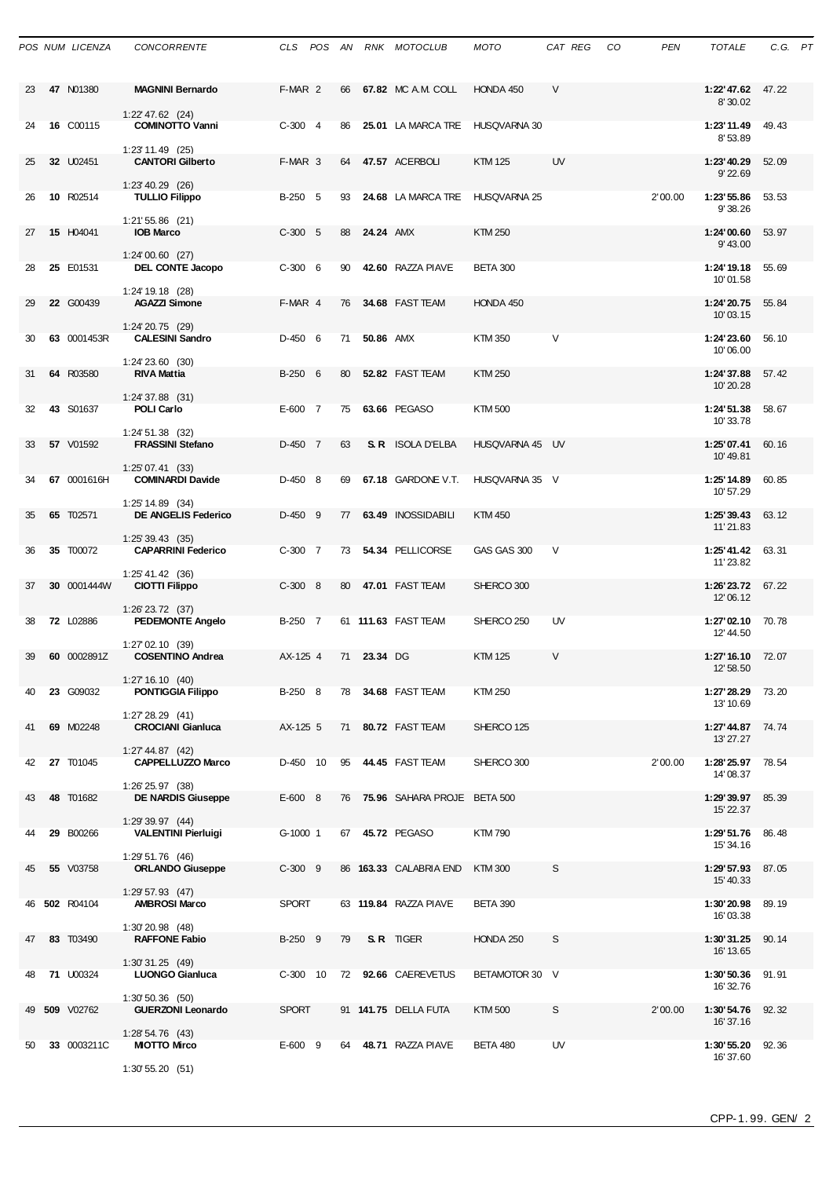| POS | NUM | LICENZA | CONCORRENTE | CLS | POS | AN | RNK | MOTOCLUB | MOTO | CAT | REG | CO | PEN | TOTALE | C.G. | PT |
|---|---|---|---|---|---|---|---|---|---|---|---|---|---|---|---|---|
| 23 | **47** | N01380 | **MAGNINI Bernardo** 1:22'47.62 (24) | F-MAR | 2 | 66 | **67.82** | MC A.M. COLL | HONDA 450 | V | | | | **1:22'47.62** 8'30.02 | 47.22 | |
| 24 | **16** | C00115 | **COMINOTTO Vanni** 1:23'11.49 (25) | C-300 | 4 | 86 | **25.01** | LA MARCA TRE | HUSQVARNA 30 | | | | | **1:23'11.49** 8'53.89 | 49.43 | |
| 25 | **32** | U02451 | **CANTORI Gilberto** 1:23'40.29 (26) | F-MAR | 3 | 64 | **47.57** | ACERBOLI | KTM 125 | UV | | | | **1:23'40.29** 9'22.69 | 52.09 | |
| 26 | **10** | R02514 | **TULLIO Filippo** 1:21'55.86 (21) | B-250 | 5 | 93 | **24.68** | LA MARCA TRE | HUSQVARNA 25 | | | | 2'00.00 | **1:23'55.86** 9'38.26 | 53.53 | |
| 27 | **15** | H04041 | **IOB Marco** 1:24'00.60 (27) | C-300 | 5 | 88 | **24.24** | AMX | KTM 250 | | | | | **1:24'00.60** 9'43.00 | 53.97 | |
| 28 | **25** | E01531 | **DEL CONTE Jacopo** 1:24'19.18 (28) | C-300 | 6 | 90 | **42.60** | RAZZA PIAVE | BETA 300 | | | | | **1:24'19.18** 10'01.58 | 55.69 | |
| 29 | **22** | G00439 | **AGAZZI Simone** 1:24'20.75 (29) | F-MAR | 4 | 76 | **34.68** | FAST TEAM | HONDA 450 | | | | | **1:24'20.75** 10'03.15 | 55.84 | |
| 30 | **63** | 0001453R | **CALESINI Sandro** 1:24'23.60 (30) | D-450 | 6 | 71 | **50.86** | AMX | KTM 350 | V | | | | **1:24'23.60** 10'06.00 | 56.10 | |
| 31 | **64** | R03580 | **RIVA Mattia** 1:24'37.88 (31) | B-250 | 6 | 80 | **52.82** | FAST TEAM | KTM 250 | | | | | **1:24'37.88** 10'20.28 | 57.42 | |
| 32 | **43** | S01637 | **POLI Carlo** 1:24'51.38 (32) | E-600 | 7 | 75 | **63.66** | PEGASO | KTM 500 | | | | | **1:24'51.38** 10'33.78 | 58.67 | |
| 33 | **57** | V01592 | **FRASSINI Stefano** 1:25'07.41 (33) | D-450 | 7 | 63 | **S.R** | ISOLA D'ELBA | HUSQVARNA 45 | UV | | | | **1:25'07.41** 10'49.81 | 60.16 | |
| 34 | **67** | 0001616H | **COMINARDI Davide** 1:25'14.89 (34) | D-450 | 8 | 69 | **67.18** | GARDONE V.T. | HUSQVARNA 35 | V | | | | **1:25'14.89** 10'57.29 | 60.85 | |
| 35 | **65** | T02571 | **DE ANGELIS Federico** 1:25'39.43 (35) | D-450 | 9 | 77 | **63.49** | INOSSIDABILI | KTM 450 | | | | | **1:25'39.43** 11'21.83 | 63.12 | |
| 36 | **35** | T00072 | **CAPARRINI Federico** 1:25'41.42 (36) | C-300 | 7 | 73 | **54.34** | PELLICORSE | GAS GAS 300 | V | | | | **1:25'41.42** 11'23.82 | 63.31 | |
| 37 | **30** | 0001444W | **CIOTTI Filippo** 1:26'23.72 (37) | C-300 | 8 | 80 | **47.01** | FAST TEAM | SHERCO 300 | | | | | **1:26'23.72** 12'06.12 | 67.22 | |
| 38 | **72** | L02886 | **PEDEMONTE Angelo** 1:27'02.10 (39) | B-250 | 7 | 61 | **111.63** | FAST TEAM | SHERCO 250 | UV | | | | **1:27'02.10** 12'44.50 | 70.78 | |
| 39 | **60** | 0002891Z | **COSENTINO Andrea** 1:27'16.10 (40) | AX-125 | 4 | 71 | **23.34** | DG | KTM 125 | V | | | | **1:27'16.10** 12'58.50 | 72.07 | |
| 40 | **23** | G09032 | **PONTIGGIA Filippo** 1:27'28.29 (41) | B-250 | 8 | 78 | **34.68** | FAST TEAM | KTM 250 | | | | | **1:27'28.29** 13'10.69 | 73.20 | |
| 41 | **69** | M02248 | **CROCIANI Gianluca** 1:27'44.87 (42) | AX-125 | 5 | 71 | **80.72** | FAST TEAM | SHERCO 125 | | | | | **1:27'44.87** 13'27.27 | 74.74 | |
| 42 | **27** | T01045 | **CAPPELLUZZO Marco** 1:26'25.97 (38) | D-450 | 10 | 95 | **44.45** | FAST TEAM | SHERCO 300 | | | | 2'00.00 | **1:28'25.97** 14'08.37 | 78.54 | |
| 43 | **48** | T01682 | **DE NARDIS Giuseppe** 1:29'39.97 (44) | E-600 | 8 | 76 | **75.96** | SAHARA PROJE | BETA 500 | | | | | **1:29'39.97** 15'22.37 | 85.39 | |
| 44 | **29** | B00266 | **VALENTINI Pierluigi** 1:29'51.76 (46) | G-1000 | 1 | 67 | **45.72** | PEGASO | KTM 790 | | | | | **1:29'51.76** 15'34.16 | 86.48 | |
| 45 | **55** | V03758 | **ORLANDO Giuseppe** 1:29'57.93 (47) | C-300 | 9 | 86 | **163.33** | CALABRIA END | KTM 300 | S | | | | **1:29'57.93** 15'40.33 | 87.05 | |
| 46 | **502** | R04104 | **AMBROSI Marco** 1:30'20.98 (48) | SPORT | | 63 | **119.84** | RAZZA PIAVE | BETA 390 | | | | | **1:30'20.98** 16'03.38 | 89.19 | |
| 47 | **83** | T03490 | **RAFFONE Fabio** 1:30'31.25 (49) | B-250 | 9 | 79 | **S.R** | TIGER | HONDA 250 | S | | | | **1:30'31.25** 16'13.65 | 90.14 | |
| 48 | **71** | U00324 | **LUONGO Gianluca** 1:30'50.36 (50) | C-300 | 10 | 72 | **92.66** | CAEREVETUS | BETAMOTOR 30 | V | | | | **1:30'50.36** 16'32.76 | 91.91 | |
| 49 | **509** | V02762 | **GUERZONI Leonardo** 1:28'54.76 (43) | SPORT | | 91 | **141.75** | DELLA FUTA | KTM 500 | S | | | 2'00.00 | **1:30'54.76** 16'37.16 | 92.32 | |
| 50 | **33** | 0003211C | **MIOTTO Mirco** 1:30'55.20 (51) | E-600 | 9 | 64 | **48.71** | RAZZA PIAVE | BETA 480 | UV | | | | **1:30'55.20** 16'37.60 | 92.36 | |

CPP-1.99. GEN/ 2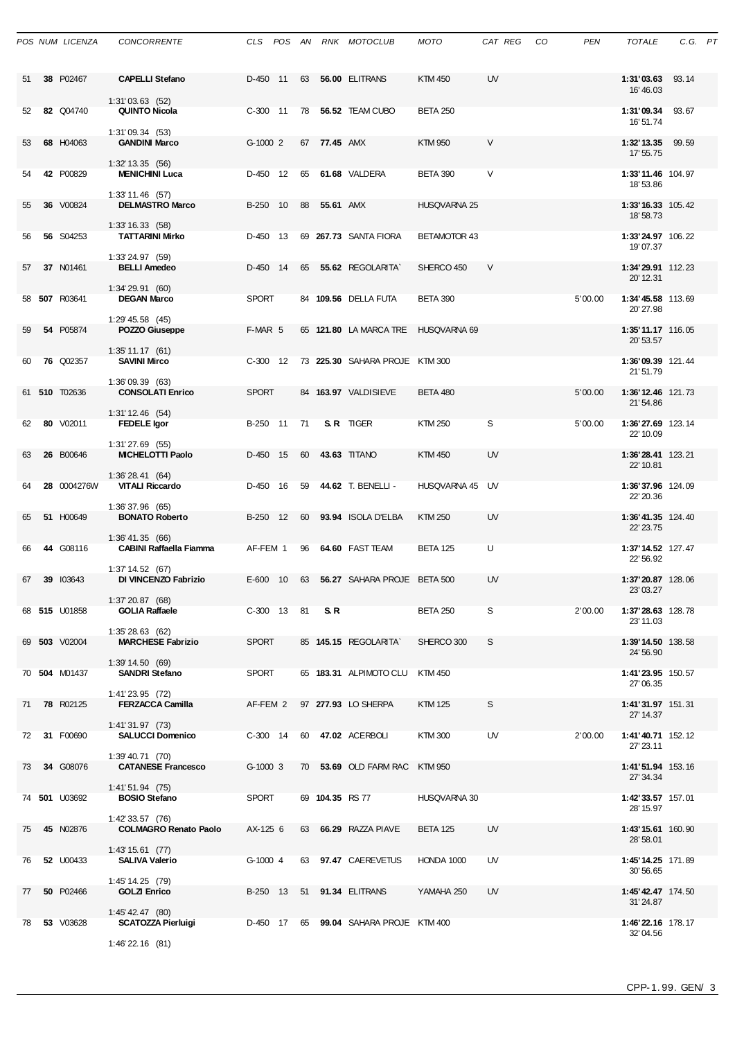| POS | NUM | LICENZA | CONCORRENTE | CLS | POS | AN | RNK | MOTOCLUB | MOTO | CAT | REG | CO | PEN | TOTALE | C.G. | PT |
|---|---|---|---|---|---|---|---|---|---|---|---|---|---|---|---|---|
| 51 | **38** | P02467 | **CAPELLI Stefano** 1:31'03.63 (52) | D-450 | 11 | 63 | **56.00** | ELITRANS | KTM 450 | UV | | | | **1:31'03.63** 16'46.03 | 93.14 | |
| 52 | **82** | Q04740 | **QUINTO Nicola** 1:31'09.34 (53) | C-300 | 11 | 78 | **56.52** | TEAM CUBO | BETA 250 | | | | | **1:31'09.34** 16'51.74 | 93.67 | |
| 53 | **68** | H04063 | **GANDINI Marco** 1:32'13.35 (56) | G-1000 | 2 | 67 | **77.45** | AMX | KTM 950 | V | | | | **1:32'13.35** 17'55.75 | 99.59 | |
| 54 | **42** | P00829 | **MENICHINI Luca** 1:33'11.46 (57) | D-450 | 12 | 65 | **61.68** | VALDERA | BETA 390 | V | | | | **1:33'11.46** 18'53.86 | 104.97 | |
| 55 | **36** | V00824 | **DELMASTRO Marco** 1:33'16.33 (58) | B-250 | 10 | 88 | **55.61** | AMX | HUSQVARNA 25 | | | | | **1:33'16.33** 18'58.73 | 105.42 | |
| 56 | **56** | S04253 | **TATTARINI Mirko** 1:33'24.97 (59) | D-450 | 13 | 69 | **267.73** | SANTA FIORA | BETAMOTOR 43 | | | | | **1:33'24.97** 19'07.37 | 106.22 | |
| 57 | **37** | N01461 | **BELLI Amedeo** 1:34'29.91 (60) | D-450 | 14 | 65 | **55.62** | REGOLARITA` | SHERCO 450 | V | | | | **1:34'29.91** 20'12.31 | 112.23 | |
| 58 | **507** | R03641 | **DEGAN Marco** 1:29'45.58 (45) | SPORT | | 84 | **109.56** | DELLA FUTA | BETA 390 | | | | 5'00.00 | **1:34'45.58** 20'27.98 | 113.69 | |
| 59 | **54** | P05874 | **POZZO Giuseppe** 1:35'11.17 (61) | F-MAR | 5 | 65 | **121.80** | LA MARCA TRE | HUSQVARNA 69 | | | | | **1:35'11.17** 20'53.57 | 116.05 | |
| 60 | **76** | Q02357 | **SAVINI Mirco** 1:36'09.39 (63) | C-300 | 12 | 73 | **225.30** | SAHARA PROJE | KTM 300 | | | | | **1:36'09.39** 21'51.79 | 121.44 | |
| 61 | **510** | T02636 | **CONSOLATI Enrico** 1:31'12.46 (54) | SPORT | | 84 | **163.97** | VALDISIEVE | BETA 480 | | | | 5'00.00 | **1:36'12.46** 21'54.86 | 121.73 | |
| 62 | **80** | V02011 | **FEDELE Igor** 1:31'27.69 (55) | B-250 | 11 | 71 | **S. R** | TIGER | KTM 250 | S | | | 5'00.00 | **1:36'27.69** 22'10.09 | 123.14 | |
| 63 | **26** | B00646 | **MICHELOTTI Paolo** 1:36'28.41 (64) | D-450 | 15 | 60 | **43.63** | TITANO | KTM 450 | UV | | | | **1:36'28.41** 22'10.81 | 123.21 | |
| 64 | **28** | 0004276W | **VITALI Riccardo** 1:36'37.96 (65) | D-450 | 16 | 59 | **44.62** | T. BENELLI - | HUSQVARNA 45 | UV | | | | **1:36'37.96** 22'20.36 | 124.09 | |
| 65 | **51** | H00649 | **BONATO Roberto** 1:36'41.35 (66) | B-250 | 12 | 60 | **93.94** | ISOLA D'ELBA | KTM 250 | UV | | | | **1:36'41.35** 22'23.75 | 124.40 | |
| 66 | **44** | G08116 | **CABINI Raffaella Fiamma** 1:37'14.52 (67) | AF-FEM | 1 | 96 | **64.60** | FAST TEAM | BETA 125 | U | | | | **1:37'14.52** 22'56.92 | 127.47 | |
| 67 | **39** | I03643 | **DI VINCENZO Fabrizio** 1:37'20.87 (68) | E-600 | 10 | 63 | **56.27** | SAHARA PROJE | BETA 500 | UV | | | | **1:37'20.87** 23'03.27 | 128.06 | |
| 68 | **515** | U01858 | **GOLIA Raffaele** 1:35'28.63 (62) | C-300 | 13 | 81 | **S. R** | | BETA 250 | S | | | 2'00.00 | **1:37'28.63** 23'11.03 | 128.78 | |
| 69 | **503** | V02004 | **MARCHESE Fabrizio** 1:39'14.50 (69) | SPORT | | 85 | **145.15** | REGOLARITA` | SHERCO 300 | S | | | | **1:39'14.50** 24'56.90 | 138.58 | |
| 70 | **504** | M01437 | **SANDRI Stefano** 1:41'23.95 (72) | SPORT | | 65 | **183.31** | ALPIMOTO CLU | KTM 450 | | | | | **1:41'23.95** 27'06.35 | 150.57 | |
| 71 | **78** | R02125 | **FERZACCA Camilla** 1:41'31.97 (73) | AF-FEM | 2 | 97 | **277.93** | LO SHERPA | KTM 125 | S | | | | **1:41'31.97** 27'14.37 | 151.31 | |
| 72 | **31** | F00690 | **SALUCCI Domenico** 1:39'40.71 (70) | C-300 | 14 | 60 | **47.02** | ACERBOLI | KTM 300 | UV | | | 2'00.00 | **1:41'40.71** 27'23.11 | 152.12 | |
| 73 | **34** | G08076 | **CATANESE Francesco** 1:41'51.94 (75) | G-1000 | 3 | 70 | **53.69** | OLD FARM RAC | KTM 950 | | | | | **1:41'51.94** 27'34.34 | 153.16 | |
| 74 | **501** | U03692 | **BOSIO Stefano** 1:42'33.57 (76) | SPORT | | 69 | **104.35** | RS 77 | HUSQVARNA 30 | | | | | **1:42'33.57** 28'15.97 | 157.01 | |
| 75 | **45** | N02876 | **COLMAGRO Renato Paolo** 1:43'15.61 (77) | AX-125 | 6 | 63 | **66.29** | RAZZA PIAVE | BETA 125 | UV | | | | **1:43'15.61** 28'58.01 | 160.90 | |
| 76 | **52** | U00433 | **SALIVA Valerio** 1:45'14.25 (79) | G-1000 | 4 | 63 | **97.47** | CAEREVETUS | HONDA 1000 | UV | | | | **1:45'14.25** 30'56.65 | 171.89 | |
| 77 | **50** | P02466 | **GOLZI Enrico** 1:45'42.47 (80) | B-250 | 13 | 51 | **91.34** | ELITRANS | YAMAHA 250 | UV | | | | **1:45'42.47** 31'24.87 | 174.50 | |
| 78 | **53** | V03628 | **SCATOZZA Pierluigi** 1:46'22.16 (81) | D-450 | 17 | 65 | **99.04** | SAHARA PROJE | KTM 400 | | | | | **1:46'22.16** 32'04.56 | 178.17 | |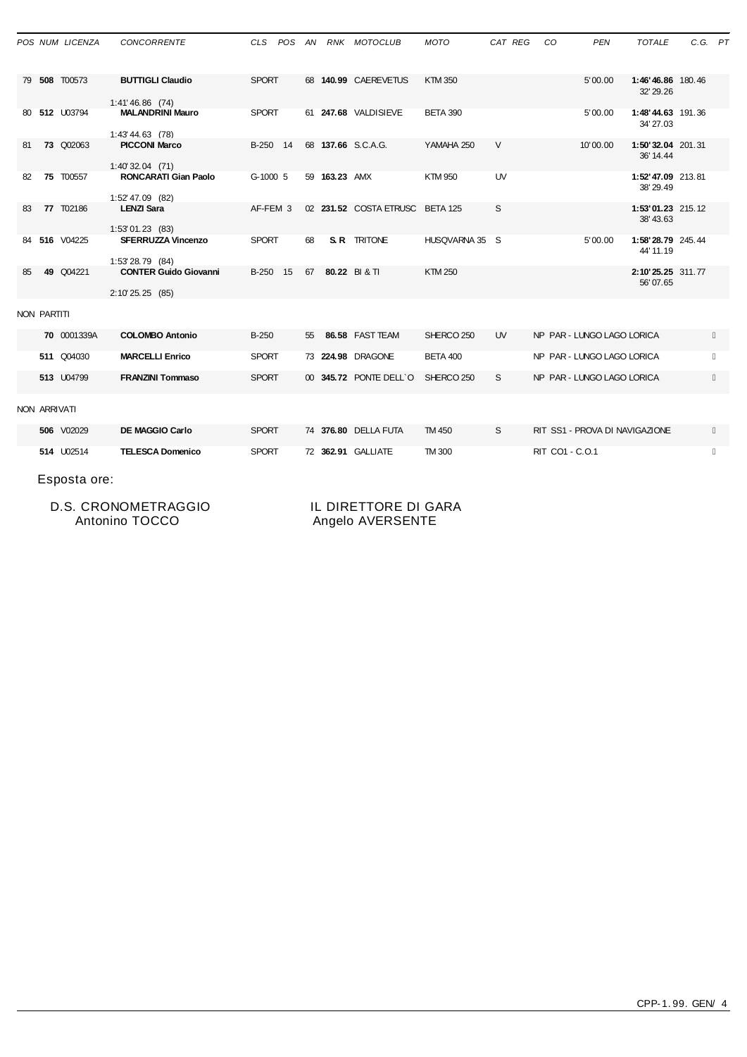| POS | NUM | LICENZA | CONCORRENTE | CLS | POS | AN | RNK | MOTOCLUB | MOTO | CAT | REG | CO | PEN | TOTALE | C.G. | PT |
|---|---|---|---|---|---|---|---|---|---|---|---|---|---|---|---|---|
| 79 | **508** | T00573 | **BUTTIGLI Claudio** 1:41'46.86 (74) | SPORT | | 68 | **140.99** | CAEREVETUS | KTM 350 | | | | 5'00.00 | **1:46'46.86** 32'29.26 | 180.46 | |
| 80 | **512** | U03794 | **MALANDRINI Mauro** 1:43'44.63 (78) | SPORT | | 61 | **247.68** | VALDISIEVE | BETA 390 | | | | 5'00.00 | **1:48'44.63** 34'27.03 | 191.36 | |
| 81 | **73** | Q02063 | **PICCONI Marco** 1:40'32.04 (71) | B-250 | 14 | 68 | **137.66** | S.C.A.G. | YAMAHA 250 | V | | | 10'00.00 | **1:50'32.04** 36'14.44 | 201.31 | |
| 82 | **75** | T00557 | **RONCARATI Gian Paolo** 1:52'47.09 (82) | G-1000 | 5 | 59 | **163.23** | AMX | KTM 950 | UV | | | | **1:52'47.09** 38'29.49 | 213.81 | |
| 83 | **77** | T02186 | **LENZI Sara** 1:53'01.23 (83) | AF-FEM | 3 | 02 | **231.52** | COSTA ETRUSC | BETA 125 | S | | | | **1:53'01.23** 38'43.63 | 215.12 | |
| 84 | **516** | V04225 | **SFERRUZZA Vincenzo** 1:53'28.79 (84) | SPORT | | 68 | **S. R** | TRITONE | HUSQVARNA 35 | S | | | 5'00.00 | **1:58'28.79** 44'11.19 | 245.44 | |
| 85 | **49** | Q04221 | **CONTER Guido Giovanni** 2:10'25.25 (85) | B-250 | 15 | 67 | **80.22** | BI & TI | KTM 250 | | | | | **2:10'25.25** 56'07.65 | 311.77 | |

NON PARTITI

| | NUM | LICENZA | CONCORRENTE | CLS | AN | RNK | MOTOCLUB | MOTO | CAT | NOTE |
|---|---|---|---|---|---|---|---|---|---|---|
| | **70** | 0001339A | **COLOMBO Antonio** | B-250 | 55 | **86.58** | FAST TEAM | SHERCO 250 | UV | NP PAR - LUNGO LAGO LORICA |
| | **511** | Q04030 | **MARCELLI Enrico** | SPORT | 73 | **224.98** | DRAGONE | BETA 400 | | NP PAR - LUNGO LAGO LORICA |
| | **513** | U04799 | **FRANZINI Tommaso** | SPORT | 00 | **345.72** | PONTE DELL`O | SHERCO 250 | S | NP PAR - LUNGO LAGO LORICA |

NON ARRIVATI

| | NUM | LICENZA | CONCORRENTE | CLS | AN | RNK | MOTOCLUB | MOTO | CAT | NOTE |
|---|---|---|---|---|---|---|---|---|---|---|
| | **506** | V02029 | **DE MAGGIO Carlo** | SPORT | 74 | **376.80** | DELLA FUTA | TM 450 | S | RIT SS1 - PROVA DI NAVIGAZIONE |
| | **514** | U02514 | **TELESCA Domenico** | SPORT | 72 | **362.91** | GALLIATE | TM 300 | | RIT CO1 - C.O.1 |

Esposta ore:

D.S. CRONOMETRAGGIO
Antonino TOCCO

IL DIRETTORE DI GARA
Angelo AVERSENTE

CPP-1.99. GEN/ 4